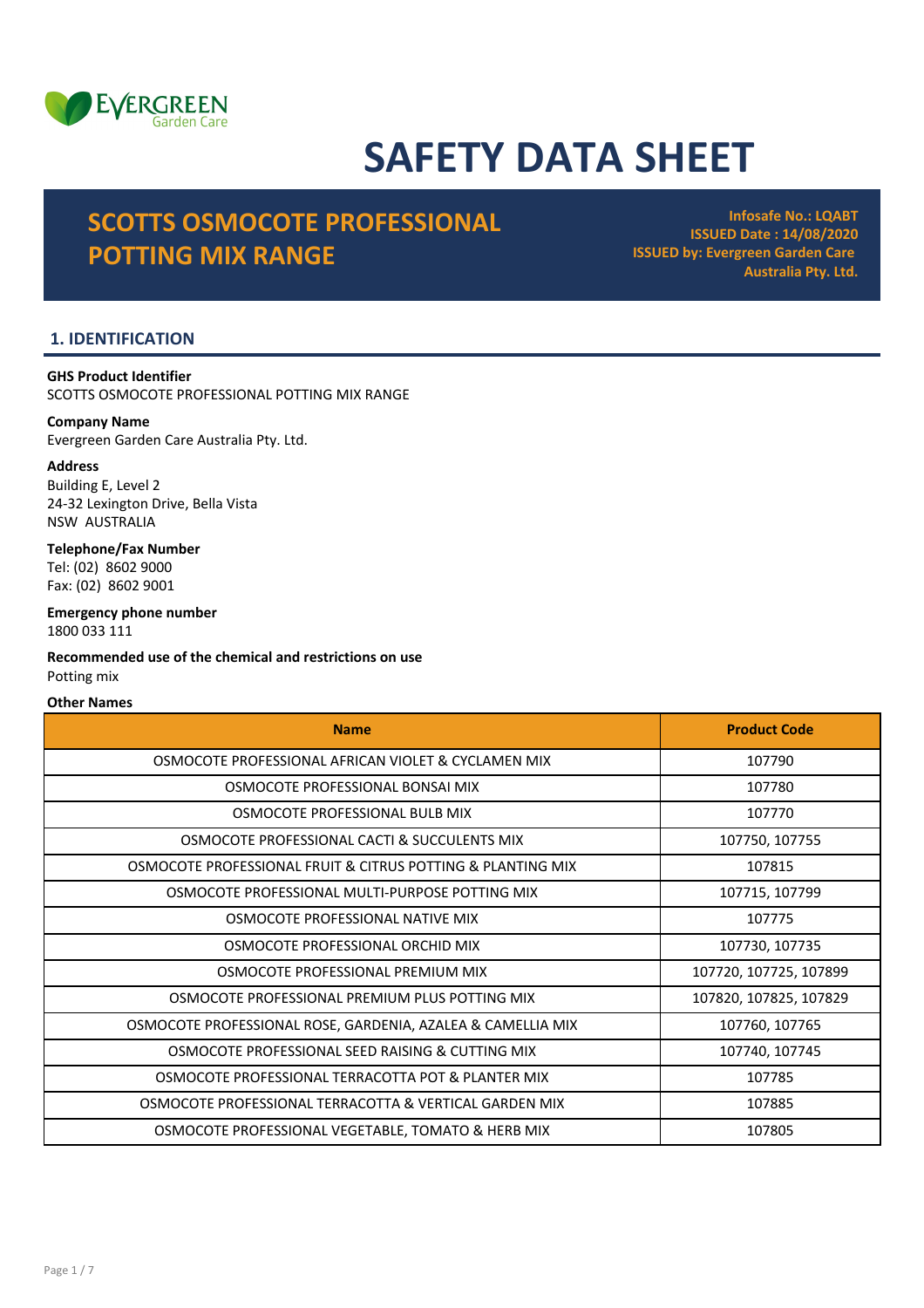EVERGREEN Garden Care

# SAFETY DATA SHEET

## SCOTTS OSMOCOTE PROFESSIONAL POTTING MIX RANGE

**Infosafe No.: LQABT**
**ISSUED Date : 14/08/2020**
**ISSUED by: Evergreen Garden Care Australia Pty. Ltd.**

## 1. IDENTIFICATION

**GHS Product Identifier**
SCOTTS OSMOCOTE PROFESSIONAL POTTING MIX RANGE

**Company Name**
Evergreen Garden Care Australia Pty. Ltd.

**Address**
Building E, Level 2
24-32 Lexington Drive, Bella Vista
NSW AUSTRALIA

**Telephone/Fax Number**
Tel: (02) 8602 9000
Fax: (02) 8602 9001

**Emergency phone number**
1800 033 111

**Recommended use of the chemical and restrictions on use**
Potting mix

**Other Names**

| Name | Product Code |
| --- | --- |
| OSMOCOTE PROFESSIONAL AFRICAN VIOLET & CYCLAMEN MIX | 107790 |
| OSMOCOTE PROFESSIONAL BONSAI MIX | 107780 |
| OSMOCOTE PROFESSIONAL BULB MIX | 107770 |
| OSMOCOTE PROFESSIONAL CACTI & SUCCULENTS MIX | 107750, 107755 |
| OSMOCOTE PROFESSIONAL FRUIT & CITRUS POTTING & PLANTING MIX | 107815 |
| OSMOCOTE PROFESSIONAL MULTI-PURPOSE POTTING MIX | 107715, 107799 |
| OSMOCOTE PROFESSIONAL NATIVE MIX | 107775 |
| OSMOCOTE PROFESSIONAL ORCHID MIX | 107730, 107735 |
| OSMOCOTE PROFESSIONAL PREMIUM MIX | 107720, 107725, 107899 |
| OSMOCOTE PROFESSIONAL PREMIUM PLUS POTTING MIX | 107820, 107825, 107829 |
| OSMOCOTE PROFESSIONAL ROSE, GARDENIA, AZALEA & CAMELLIA MIX | 107760, 107765 |
| OSMOCOTE PROFESSIONAL SEED RAISING & CUTTING MIX | 107740, 107745 |
| OSMOCOTE PROFESSIONAL TERRACOTTA POT & PLANTER MIX | 107785 |
| OSMOCOTE PROFESSIONAL TERRACOTTA & VERTICAL GARDEN MIX | 107885 |
| OSMOCOTE PROFESSIONAL VEGETABLE, TOMATO & HERB MIX | 107805 |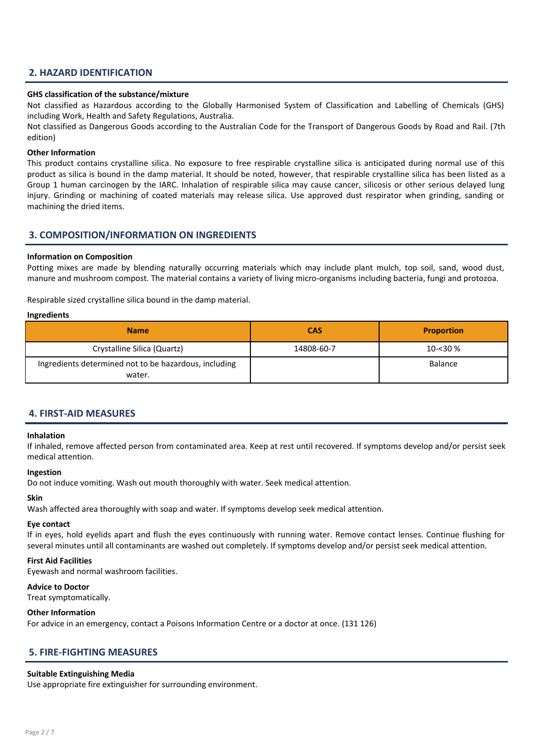## 2. HAZARD IDENTIFICATION

**GHS classification of the substance/mixture**

Not classified as Hazardous according to the Globally Harmonised System of Classification and Labelling of Chemicals (GHS) including Work, Health and Safety Regulations, Australia.

Not classified as Dangerous Goods according to the Australian Code for the Transport of Dangerous Goods by Road and Rail. (7th edition)

**Other Information**

This product contains crystalline silica. No exposure to free respirable crystalline silica is anticipated during normal use of this product as silica is bound in the damp material. It should be noted, however, that respirable crystalline silica has been listed as a Group 1 human carcinogen by the IARC. Inhalation of respirable silica may cause cancer, silicosis or other serious delayed lung injury. Grinding or machining of coated materials may release silica. Use approved dust respirator when grinding, sanding or machining the dried items.

## 3. COMPOSITION/INFORMATION ON INGREDIENTS

**Information on Composition**

Potting mixes are made by blending naturally occurring materials which may include plant mulch, top soil, sand, wood dust, manure and mushroom compost. The material contains a variety of living micro-organisms including bacteria, fungi and protozoa.

Respirable sized crystalline silica bound in the damp material.

**Ingredients**

| Name | CAS | Proportion |
|---|---|---|
| Crystalline Silica (Quartz) | 14808-60-7 | 10-<30 % |
| Ingredients determined not to be hazardous, including water. | | Balance |

## 4. FIRST-AID MEASURES

**Inhalation**

If inhaled, remove affected person from contaminated area. Keep at rest until recovered. If symptoms develop and/or persist seek medical attention.

**Ingestion**

Do not induce vomiting. Wash out mouth thoroughly with water. Seek medical attention.

**Skin**

Wash affected area thoroughly with soap and water. If symptoms develop seek medical attention.

**Eye contact**

If in eyes, hold eyelids apart and flush the eyes continuously with running water. Remove contact lenses. Continue flushing for several minutes until all contaminants are washed out completely. If symptoms develop and/or persist seek medical attention.

**First Aid Facilities**

Eyewash and normal washroom facilities.

**Advice to Doctor**

Treat symptomatically.

**Other Information**

For advice in an emergency, contact a Poisons Information Centre or a doctor at once. (131 126)

## 5. FIRE-FIGHTING MEASURES

**Suitable Extinguishing Media**

Use appropriate fire extinguisher for surrounding environment.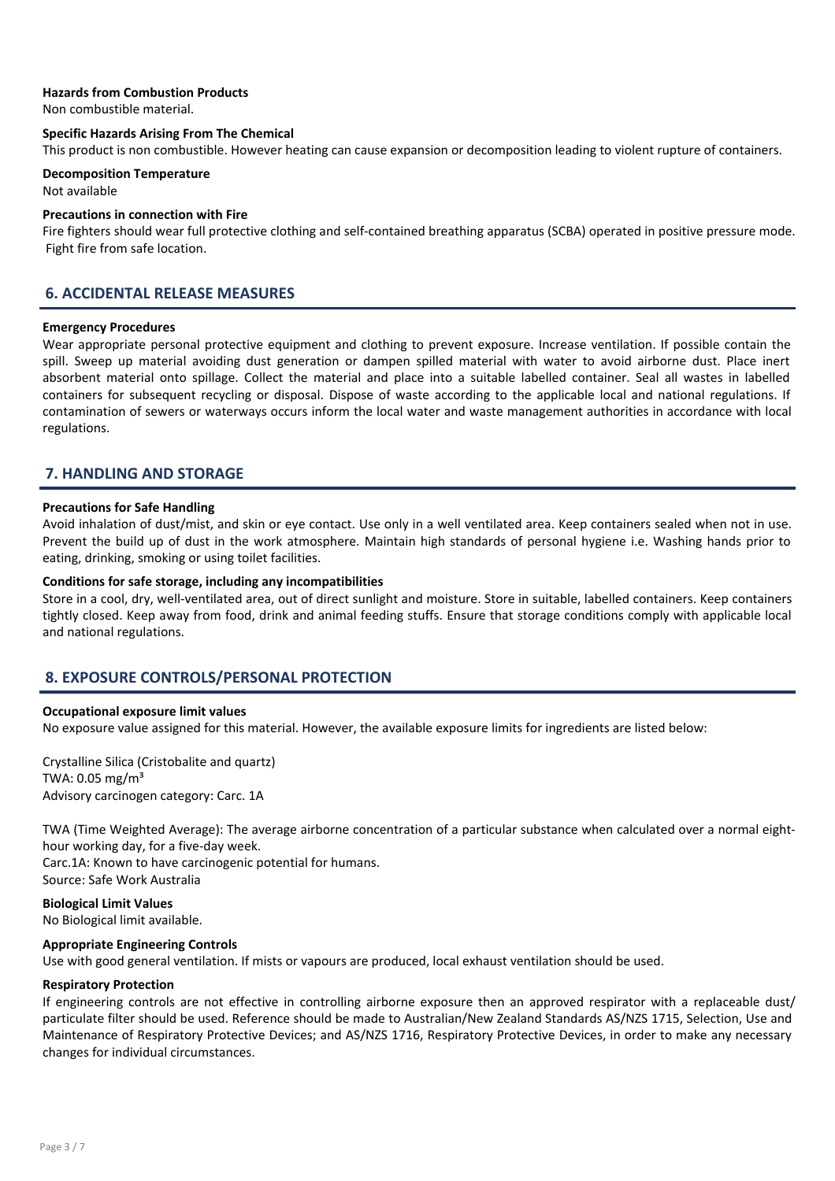**Hazards from Combustion Products**
Non combustible material.

**Specific Hazards Arising From The Chemical**
This product is non combustible. However heating can cause expansion or decomposition leading to violent rupture of containers.

**Decomposition Temperature**
Not available

**Precautions in connection with Fire**
Fire fighters should wear full protective clothing and self-contained breathing apparatus (SCBA) operated in positive pressure mode. Fight fire from safe location.

## 6. ACCIDENTAL RELEASE MEASURES

**Emergency Procedures**
Wear appropriate personal protective equipment and clothing to prevent exposure. Increase ventilation. If possible contain the spill. Sweep up material avoiding dust generation or dampen spilled material with water to avoid airborne dust. Place inert absorbent material onto spillage. Collect the material and place into a suitable labelled container. Seal all wastes in labelled containers for subsequent recycling or disposal. Dispose of waste according to the applicable local and national regulations. If contamination of sewers or waterways occurs inform the local water and waste management authorities in accordance with local regulations.

## 7. HANDLING AND STORAGE

**Precautions for Safe Handling**
Avoid inhalation of dust/mist, and skin or eye contact. Use only in a well ventilated area. Keep containers sealed when not in use. Prevent the build up of dust in the work atmosphere. Maintain high standards of personal hygiene i.e. Washing hands prior to eating, drinking, smoking or using toilet facilities.

**Conditions for safe storage, including any incompatibilities**
Store in a cool, dry, well-ventilated area, out of direct sunlight and moisture. Store in suitable, labelled containers. Keep containers tightly closed. Keep away from food, drink and animal feeding stuffs. Ensure that storage conditions comply with applicable local and national regulations.

## 8. EXPOSURE CONTROLS/PERSONAL PROTECTION

**Occupational exposure limit values**
No exposure value assigned for this material. However, the available exposure limits for ingredients are listed below:

Crystalline Silica (Cristobalite and quartz)
TWA: 0.05 mg/m³
Advisory carcinogen category: Carc. 1A

TWA (Time Weighted Average): The average airborne concentration of a particular substance when calculated over a normal eight-hour working day, for a five-day week.
Carc.1A: Known to have carcinogenic potential for humans.
Source: Safe Work Australia

**Biological Limit Values**
No Biological limit available.

**Appropriate Engineering Controls**
Use with good general ventilation. If mists or vapours are produced, local exhaust ventilation should be used.

**Respiratory Protection**
If engineering controls are not effective in controlling airborne exposure then an approved respirator with a replaceable dust/ particulate filter should be used. Reference should be made to Australian/New Zealand Standards AS/NZS 1715, Selection, Use and Maintenance of Respiratory Protective Devices; and AS/NZS 1716, Respiratory Protective Devices, in order to make any necessary changes for individual circumstances.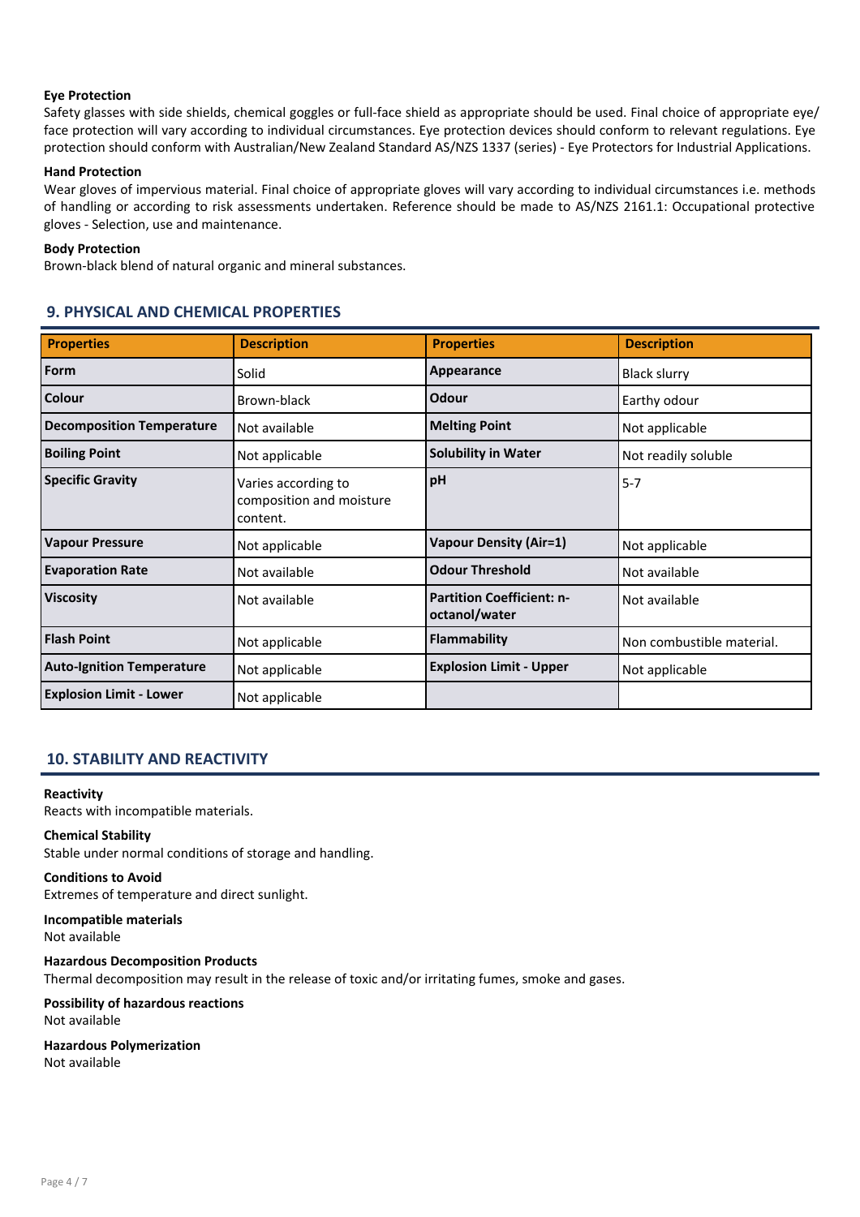**Eye Protection**

Safety glasses with side shields, chemical goggles or full-face shield as appropriate should be used. Final choice of appropriate eye/ face protection will vary according to individual circumstances. Eye protection devices should conform to relevant regulations. Eye protection should conform with Australian/New Zealand Standard AS/NZS 1337 (series) - Eye Protectors for Industrial Applications.

**Hand Protection**

Wear gloves of impervious material. Final choice of appropriate gloves will vary according to individual circumstances i.e. methods of handling or according to risk assessments undertaken. Reference should be made to AS/NZS 2161.1: Occupational protective gloves - Selection, use and maintenance.

**Body Protection**

Brown-black blend of natural organic and mineral substances.

## 9. PHYSICAL AND CHEMICAL PROPERTIES

| Properties | Description | Properties | Description |
|---|---|---|---|
| **Form** | Solid | **Appearance** | Black slurry |
| **Colour** | Brown-black | **Odour** | Earthy odour |
| **Decomposition Temperature** | Not available | **Melting Point** | Not applicable |
| **Boiling Point** | Not applicable | **Solubility in Water** | Not readily soluble |
| **Specific Gravity** | Varies according to composition and moisture content. | **pH** | 5-7 |
| **Vapour Pressure** | Not applicable | **Vapour Density (Air=1)** | Not applicable |
| **Evaporation Rate** | Not available | **Odour Threshold** | Not available |
| **Viscosity** | Not available | **Partition Coefficient: n-octanol/water** | Not available |
| **Flash Point** | Not applicable | **Flammability** | Non combustible material. |
| **Auto-Ignition Temperature** | Not applicable | **Explosion Limit - Upper** | Not applicable |
| **Explosion Limit - Lower** | Not applicable | | |

## 10. STABILITY AND REACTIVITY

**Reactivity**

Reacts with incompatible materials.

**Chemical Stability**

Stable under normal conditions of storage and handling.

**Conditions to Avoid**

Extremes of temperature and direct sunlight.

**Incompatible materials**

Not available

**Hazardous Decomposition Products**

Thermal decomposition may result in the release of toxic and/or irritating fumes, smoke and gases.

**Possibility of hazardous reactions**

Not available

**Hazardous Polymerization**

Not available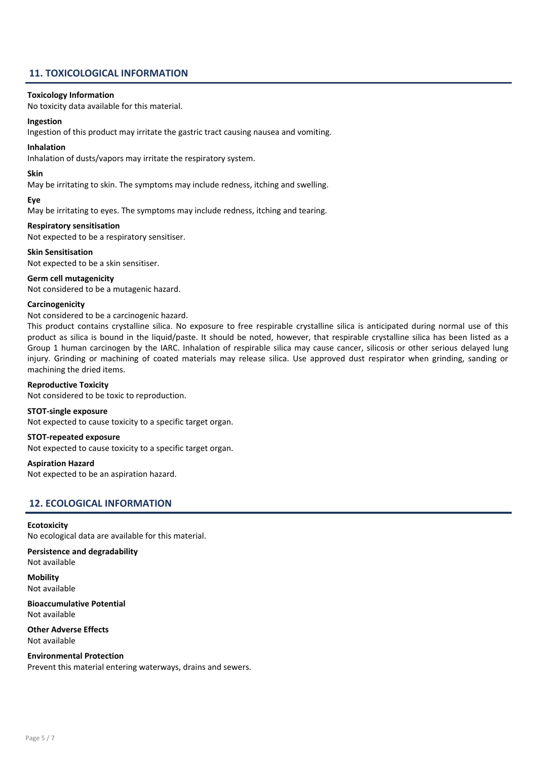## 11. TOXICOLOGICAL INFORMATION

**Toxicology Information**

No toxicity data available for this material.

**Ingestion**

Ingestion of this product may irritate the gastric tract causing nausea and vomiting.

**Inhalation**

Inhalation of dusts/vapors may irritate the respiratory system.

**Skin**

May be irritating to skin. The symptoms may include redness, itching and swelling.

**Eye**

May be irritating to eyes. The symptoms may include redness, itching and tearing.

**Respiratory sensitisation**

Not expected to be a respiratory sensitiser.

**Skin Sensitisation**

Not expected to be a skin sensitiser.

**Germ cell mutagenicity**

Not considered to be a mutagenic hazard.

**Carcinogenicity**

Not considered to be a carcinogenic hazard.

This product contains crystalline silica. No exposure to free respirable crystalline silica is anticipated during normal use of this product as silica is bound in the liquid/paste. It should be noted, however, that respirable crystalline silica has been listed as a Group 1 human carcinogen by the IARC. Inhalation of respirable silica may cause cancer, silicosis or other serious delayed lung injury. Grinding or machining of coated materials may release silica. Use approved dust respirator when grinding, sanding or machining the dried items.

**Reproductive Toxicity**

Not considered to be toxic to reproduction.

**STOT-single exposure**

Not expected to cause toxicity to a specific target organ.

**STOT-repeated exposure**

Not expected to cause toxicity to a specific target organ.

**Aspiration Hazard**

Not expected to be an aspiration hazard.

## 12. ECOLOGICAL INFORMATION

**Ecotoxicity**

No ecological data are available for this material.

**Persistence and degradability**

Not available

**Mobility**

Not available

**Bioaccumulative Potential**

Not available

**Other Adverse Effects**

Not available

**Environmental Protection**

Prevent this material entering waterways, drains and sewers.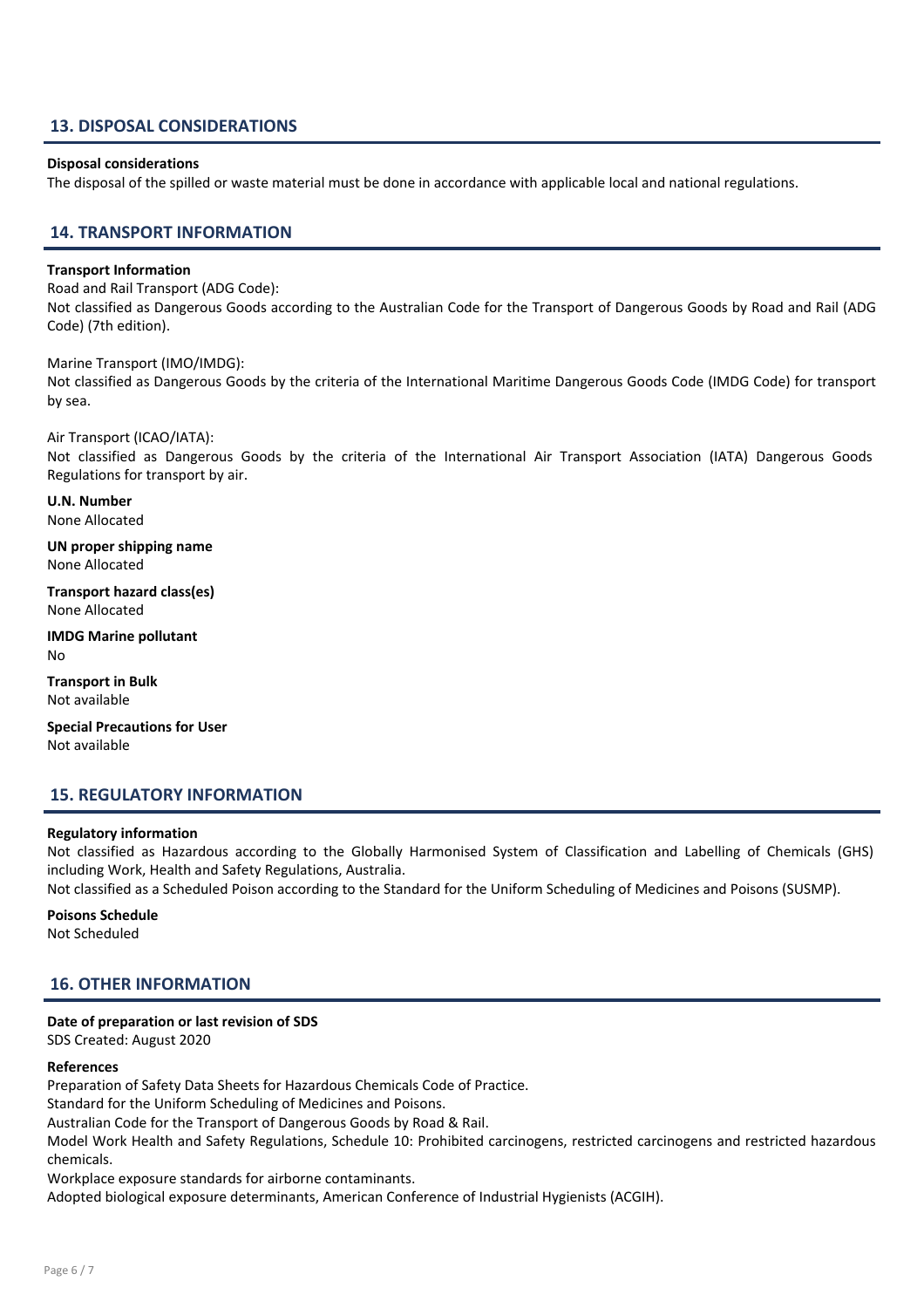## 13. DISPOSAL CONSIDERATIONS

**Disposal considerations**

The disposal of the spilled or waste material must be done in accordance with applicable local and national regulations.

## 14. TRANSPORT INFORMATION

**Transport Information**

Road and Rail Transport (ADG Code):

Not classified as Dangerous Goods according to the Australian Code for the Transport of Dangerous Goods by Road and Rail (ADG Code) (7th edition).

Marine Transport (IMO/IMDG):

Not classified as Dangerous Goods by the criteria of the International Maritime Dangerous Goods Code (IMDG Code) for transport by sea.

Air Transport (ICAO/IATA):

Not classified as Dangerous Goods by the criteria of the International Air Transport Association (IATA) Dangerous Goods Regulations for transport by air.

**U.N. Number**

None Allocated

**UN proper shipping name**

None Allocated

**Transport hazard class(es)**

None Allocated

**IMDG Marine pollutant**

No

**Transport in Bulk**

Not available

**Special Precautions for User**

Not available

## 15. REGULATORY INFORMATION

**Regulatory information**

Not classified as Hazardous according to the Globally Harmonised System of Classification and Labelling of Chemicals (GHS) including Work, Health and Safety Regulations, Australia.

Not classified as a Scheduled Poison according to the Standard for the Uniform Scheduling of Medicines and Poisons (SUSMP).

**Poisons Schedule**

Not Scheduled

## 16. OTHER INFORMATION

**Date of preparation or last revision of SDS**

SDS Created: August 2020

**References**

Preparation of Safety Data Sheets for Hazardous Chemicals Code of Practice.

Standard for the Uniform Scheduling of Medicines and Poisons.

Australian Code for the Transport of Dangerous Goods by Road & Rail.

Model Work Health and Safety Regulations, Schedule 10: Prohibited carcinogens, restricted carcinogens and restricted hazardous chemicals.

Workplace exposure standards for airborne contaminants.

Adopted biological exposure determinants, American Conference of Industrial Hygienists (ACGIH).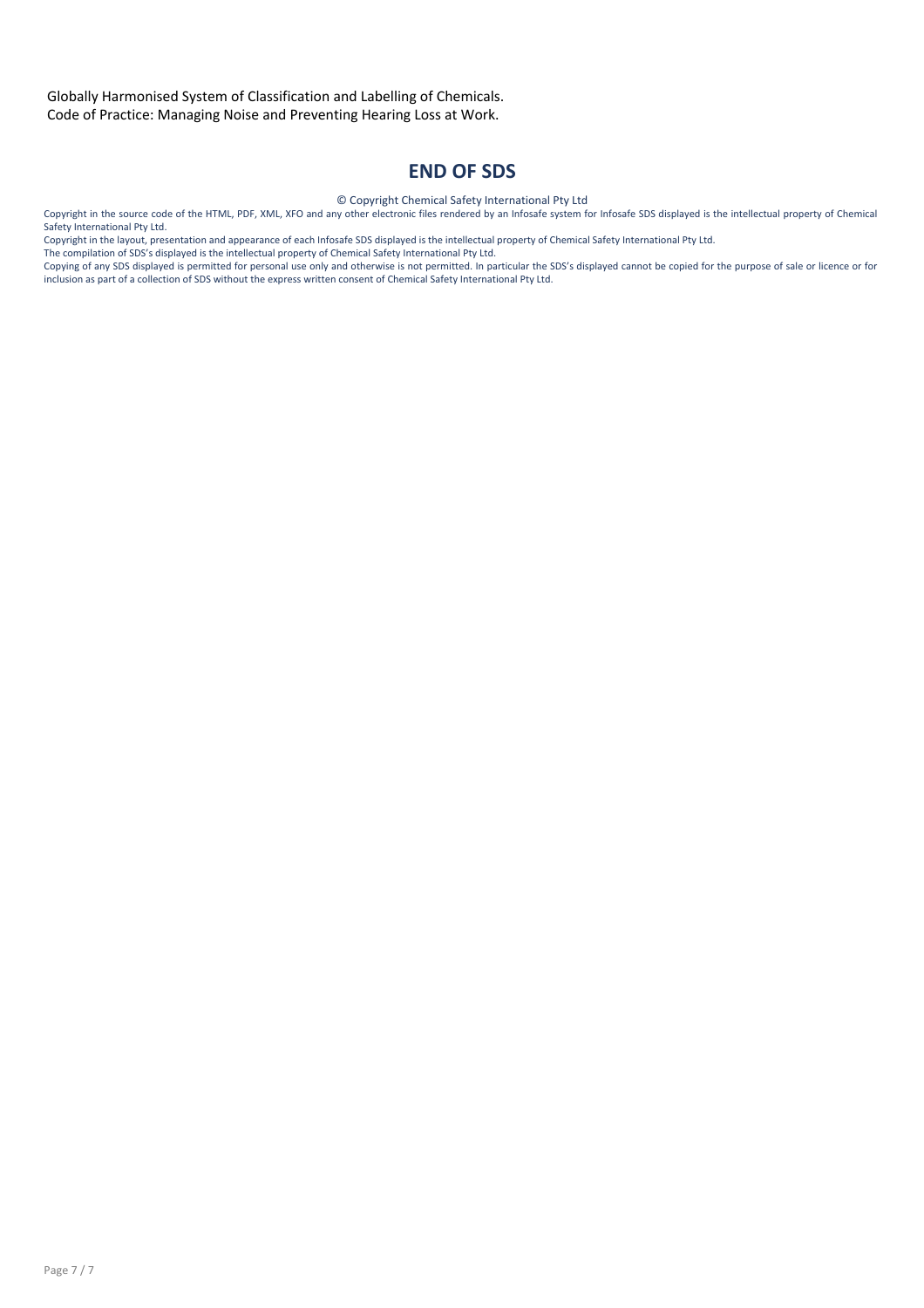Globally Harmonised System of Classification and Labelling of Chemicals.
Code of Practice: Managing Noise and Preventing Hearing Loss at Work.

## END OF SDS

© Copyright Chemical Safety International Pty Ltd

Copyright in the source code of the HTML, PDF, XML, XFO and any other electronic files rendered by an Infosafe system for Infosafe SDS displayed is the intellectual property of Chemical Safety International Pty Ltd.

Copyright in the layout, presentation and appearance of each Infosafe SDS displayed is the intellectual property of Chemical Safety International Pty Ltd.

The compilation of SDS's displayed is the intellectual property of Chemical Safety International Pty Ltd.

Copying of any SDS displayed is permitted for personal use only and otherwise is not permitted. In particular the SDS's displayed cannot be copied for the purpose of sale or licence or for inclusion as part of a collection of SDS without the express written consent of Chemical Safety International Pty Ltd.